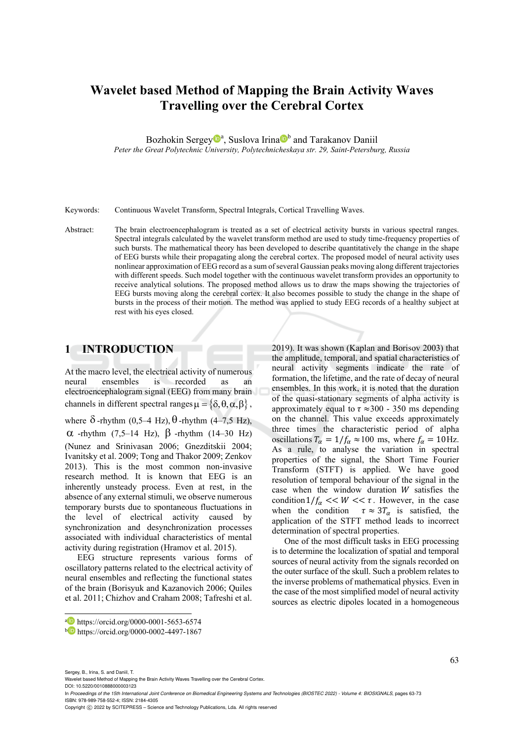# Wavelet based Method of Mapping the Brain Activity Waves Travelling over the Cerebral Cortex

Bozhokin Sergey[a], Suslova Irina[b] and Tarakanov Daniil

*Peter the Great Polytechnic University, Polytechnicheskaya str. 29, Saint-Petersburg, Russia*

Keywords: Continuous Wavelet Transform, Spectral Integrals, Cortical Travelling Waves.

Abstract: The brain electroencephalogram is treated as a set of electrical activity bursts in various spectral ranges. Spectral integrals calculated by the wavelet transform method are used to study time-frequency properties of such bursts. The mathematical theory has been developed to describe quantitatively the change in the shape of EEG bursts while their propagating along the cerebral cortex. The proposed model of neural activity uses nonlinear approximation of EEG record as a sum of several Gaussian peaks moving along different trajectories with different speeds. Such model together with the continuous wavelet transform provides an opportunity to receive analytical solutions. The proposed method allows us to draw the maps showing the trajectories of EEG bursts moving along the cerebral cortex. It also becomes possible to study the change in the shape of bursts in the process of their motion. The method was applied to study EEG records of a healthy subject at rest with his eyes closed.

## 1 INTRODUCTION

At the macro level, the electrical activity of numerous neural ensembles is recorded as an electroencephalogram signal (EEG) from many brain channels in different spectral ranges $\mu = \{\delta, \theta, \alpha, \beta\}$, where $\delta$-rhythm (0,5–4 Hz), $\theta$-rhythm (4–7,5 Hz), $\alpha$-rhythm (7,5–14 Hz), $\beta$-rhythm (14–30 Hz) (Nunez and Srinivasan 2006; Gnezditskii 2004; Ivanitsky et al. 2009; Tong and Thakor 2009; Zenkov 2013). This is the most common non-invasive research method. It is known that EEG is an inherently unsteady process. Even at rest, in the absence of any external stimuli, we observe numerous temporary bursts due to spontaneous fluctuations in the level of electrical activity caused by synchronization and desynchronization processes associated with individual characteristics of mental activity during registration (Hramov et al. 2015).

EEG structure represents various forms of oscillatory patterns related to the electrical activity of neural ensembles and reflecting the functional states of the brain (Borisyuk and Kazanovich 2006; Quiles et al. 2011; Chizhov and Craham 2008; Tafreshi et al. 2019). It was shown (Kaplan and Borisov 2003) that the amplitude, temporal, and spatial characteristics of neural activity segments indicate the rate of formation, the lifetime, and the rate of decay of neural ensembles. In this work, it is noted that the duration of the quasi-stationary segments of alpha activity is approximately equal to $\tau \approx 300$ - 350 ms depending on the channel. This value exceeds approximately three times the characteristic period of alpha oscillations $T_\alpha = 1/f_\alpha \approx 100$ ms, where $f_\alpha = 10$Hz. As a rule, to analyse the variation in spectral properties of the signal, the Short Time Fourier Transform (STFT) is applied. We have good resolution of temporal behaviour of the signal in the case when the window duration $W$ satisfies the condition $1/f_\alpha << W << \tau$. However, in the case when the condition $\tau \approx 3T_\alpha$ is satisfied, the application of the STFT method leads to incorrect determination of spectral properties.

One of the most difficult tasks in EEG processing is to determine the localization of spatial and temporal sources of neural activity from the signals recorded on the outer surface of the skull. Such a problem relates to the inverse problems of mathematical physics. Even in the case of the most simplified model of neural activity sources as electric dipoles located in a homogeneous

[a] https://orcid.org/0000-0001-5653-6574
[b] https://orcid.org/0000-0002-4497-1867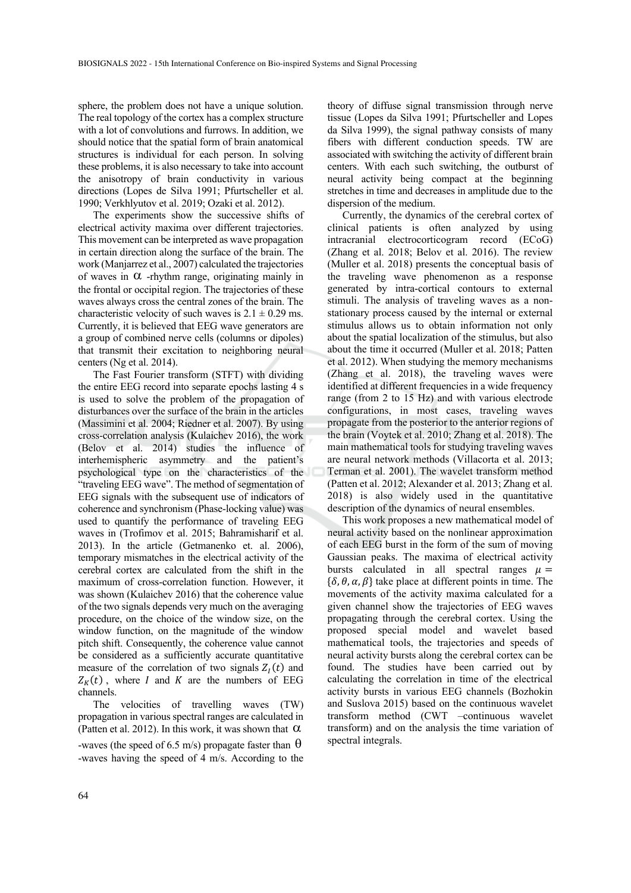sphere, the problem does not have a unique solution. The real topology of the cortex has a complex structure with a lot of convolutions and furrows. In addition, we should notice that the spatial form of brain anatomical structures is individual for each person. In solving these problems, it is also necessary to take into account the anisotropy of brain conductivity in various directions (Lopes de Silva 1991; Pfurtscheller et al. 1990; Verkhlyutov et al. 2019; Ozaki et al. 2012).

The experiments show the successive shifts of electrical activity maxima over different trajectories. This movement can be interpreted as wave propagation in certain direction along the surface of the brain. The work (Manjarrez et al., 2007) calculated the trajectories of waves in $\alpha$ -rhythm range, originating mainly in the frontal or occipital region. The trajectories of these waves always cross the central zones of the brain. The characteristic velocity of such waves is $2.1 \pm 0.29$ ms. Currently, it is believed that EEG wave generators are a group of combined nerve cells (columns or dipoles) that transmit their excitation to neighboring neural centers (Ng et al. 2014).

The Fast Fourier transform (STFT) with dividing the entire EEG record into separate epochs lasting 4 s is used to solve the problem of the propagation of disturbances over the surface of the brain in the articles (Massimini et al. 2004; Riedner et al. 2007). By using cross-correlation analysis (Kulaichev 2016), the work (Belov et al. 2014) studies the influence of interhemispheric asymmetry and the patient's psychological type on the characteristics of the "traveling EEG wave". The method of segmentation of EEG signals with the subsequent use of indicators of coherence and synchronism (Phase-locking value) was used to quantify the performance of traveling EEG waves in (Trofimov et al. 2015; Bahramisharif et al. 2013). In the article (Getmanenko et. al. 2006), temporary mismatches in the electrical activity of the cerebral cortex are calculated from the shift in the maximum of cross-correlation function. However, it was shown (Kulaichev 2016) that the coherence value of the two signals depends very much on the averaging procedure, on the choice of the window size, on the window function, on the magnitude of the window pitch shift. Consequently, the coherence value cannot be considered as a sufficiently accurate quantitative measure of the correlation of two signals $Z_I(t)$ and $Z_K(t)$ , where $I$ and $K$ are the numbers of EEG channels.

The velocities of travelling waves (TW) propagation in various spectral ranges are calculated in (Patten et al. 2012). In this work, it was shown that $\alpha$ -waves (the speed of 6.5 m/s) propagate faster than $\theta$ -waves having the speed of 4 m/s. According to the theory of diffuse signal transmission through nerve tissue (Lopes da Silva 1991; Pfurtscheller and Lopes da Silva 1999), the signal pathway consists of many fibers with different conduction speeds. TW are associated with switching the activity of different brain centers. With each such switching, the outburst of neural activity being compact at the beginning stretches in time and decreases in amplitude due to the dispersion of the medium.

Currently, the dynamics of the cerebral cortex of clinical patients is often analyzed by using intracranial electrocorticogram record (ECoG) (Zhang et al. 2018; Belov et al. 2016). The review (Muller et al. 2018) presents the conceptual basis of the traveling wave phenomenon as a response generated by intra-cortical contours to external stimuli. The analysis of traveling waves as a non-stationary process caused by the internal or external stimulus allows us to obtain information not only about the spatial localization of the stimulus, but also about the time it occurred (Muller et al. 2018; Patten et al. 2012). When studying the memory mechanisms (Zhang et al. 2018), the traveling waves were identified at different frequencies in a wide frequency range (from 2 to 15 Hz) and with various electrode configurations, in most cases, traveling waves propagate from the posterior to the anterior regions of the brain (Voytek et al. 2010; Zhang et al. 2018). The main mathematical tools for studying traveling waves are neural network methods (Villacorta et al. 2013; Terman et al. 2001). The wavelet transform method (Patten et al. 2012; Alexander et al. 2013; Zhang et al. 2018) is also widely used in the quantitative description of the dynamics of neural ensembles.

This work proposes a new mathematical model of neural activity based on the nonlinear approximation of each EEG burst in the form of the sum of moving Gaussian peaks. The maxima of electrical activity bursts calculated in all spectral ranges $\mu = \{\delta, \theta, \alpha, \beta\}$ take place at different points in time. The movements of the activity maxima calculated for a given channel show the trajectories of EEG waves propagating through the cerebral cortex. Using the proposed special model and wavelet based mathematical tools, the trajectories and speeds of neural activity bursts along the cerebral cortex can be found. The studies have been carried out by calculating the correlation in time of the electrical activity bursts in various EEG channels (Bozhokin and Suslova 2015) based on the continuous wavelet transform method (CWT –continuous wavelet transform) and on the analysis the time variation of spectral integrals.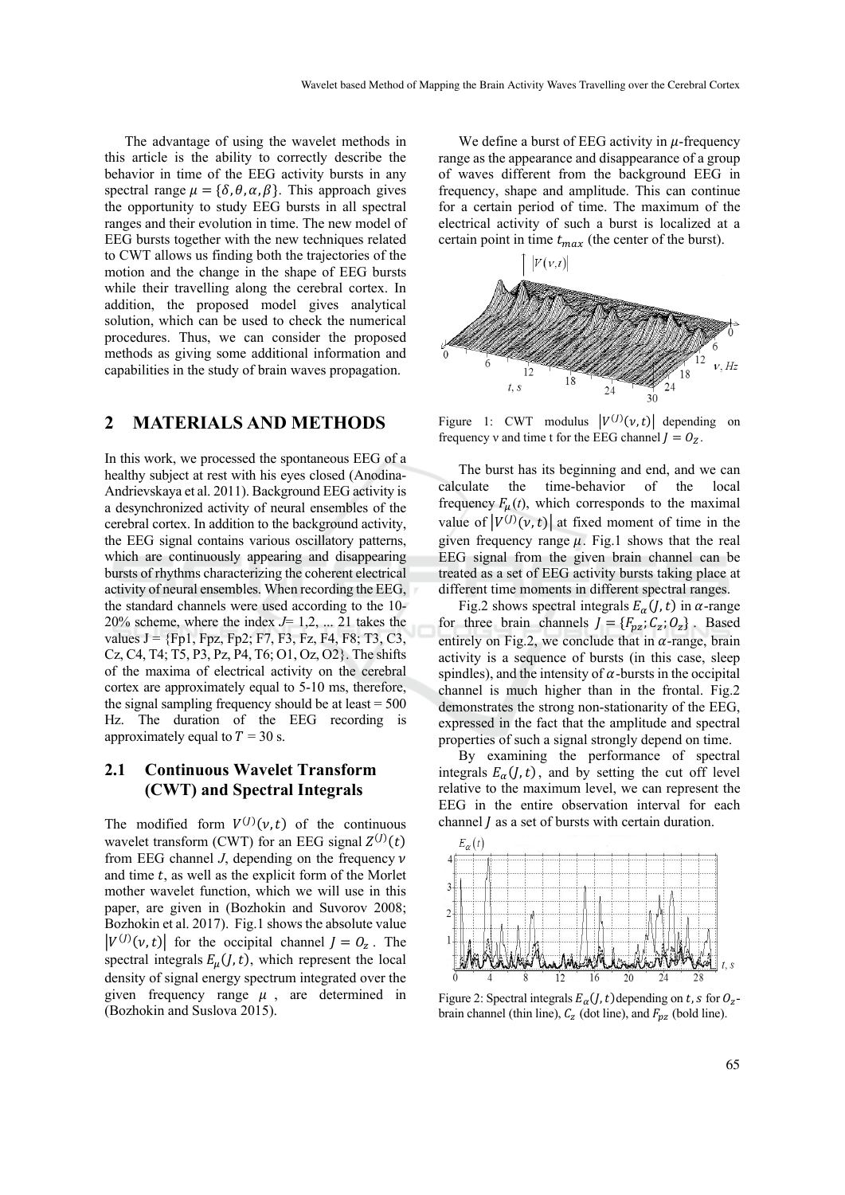The advantage of using the wavelet methods in this article is the ability to correctly describe the behavior in time of the EEG activity bursts in any spectral range $\mu = \{\delta, \theta, \alpha, \beta\}$. This approach gives the opportunity to study EEG bursts in all spectral ranges and their evolution in time. The new model of EEG bursts together with the new techniques related to CWT allows us finding both the trajectories of the motion and the change in the shape of EEG bursts while their travelling along the cerebral cortex. In addition, the proposed model gives analytical solution, which can be used to check the numerical procedures. Thus, we can consider the proposed methods as giving some additional information and capabilities in the study of brain waves propagation.

## 2 MATERIALS AND METHODS

In this work, we processed the spontaneous EEG of a healthy subject at rest with his eyes closed (Anodina-Andrievskaya et al. 2011). Background EEG activity is a desynchronized activity of neural ensembles of the cerebral cortex. In addition to the background activity, the EEG signal contains various oscillatory patterns, which are continuously appearing and disappearing bursts of rhythms characterizing the coherent electrical activity of neural ensembles. When recording the EEG, the standard channels were used according to the 10-20% scheme, where the index $J$= 1,2, ... 21 takes the values J = {Fp1, Fpz, Fp2; F7, F3, Fz, F4, F8; T3, C3, Cz, C4, T4; T5, P3, Pz, P4, T6; O1, Oz, O2}. The shifts of the maxima of electrical activity on the cerebral cortex are approximately equal to 5-10 ms, therefore, the signal sampling frequency should be at least = 500 Hz. The duration of the EEG recording is approximately equal to $T$ = 30 s.

### 2.1 Continuous Wavelet Transform (CWT) and Spectral Integrals

The modified form $V^{(J)}(\nu, t)$ of the continuous wavelet transform (CWT) for an EEG signal $Z^{(J)}(t)$ from EEG channel $J$, depending on the frequency $\nu$ and time $t$, as well as the explicit form of the Morlet mother wavelet function, which we will use in this paper, are given in (Bozhokin and Suvorov 2008; Bozhokin et al. 2017). Fig.1 shows the absolute value $|V^{(J)}(\nu, t)|$ for the occipital channel $J = O_z$. The spectral integrals $E_\mu(J, t)$, which represent the local density of signal energy spectrum integrated over the given frequency range $\mu$, are determined in (Bozhokin and Suslova 2015).

We define a burst of EEG activity in $\mu$-frequency range as the appearance and disappearance of a group of waves different from the background EEG in frequency, shape and amplitude. This can continue for a certain period of time. The maximum of the electrical activity of such a burst is localized at a certain point in time $t_{max}$ (the center of the burst).

Figure 1: CWT modulus $|V^{(J)}(\nu, t)|$ depending on frequency ν and time t for the EEG channel $J = O_Z$.

The burst has its beginning and end, and we can calculate the time-behavior of the local frequency $F_\mu(t)$, which corresponds to the maximal value of $|V^{(J)}(\nu, t)|$ at fixed moment of time in the given frequency range $\mu$. Fig.1 shows that the real EEG signal from the given brain channel can be treated as a set of EEG activity bursts taking place at different time moments in different spectral ranges.

Fig.2 shows spectral integrals $E_\alpha(J, t)$ in $\alpha$-range for three brain channels $J = \{F_{pz}; C_z; O_z\}$. Based entirely on Fig.2, we conclude that in $\alpha$-range, brain activity is a sequence of bursts (in this case, sleep spindles), and the intensity of $\alpha$-bursts in the occipital channel is much higher than in the frontal. Fig.2 demonstrates the strong non-stationarity of the EEG, expressed in the fact that the amplitude and spectral properties of such a signal strongly depend on time.

By examining the performance of spectral integrals $E_\alpha(J, t)$, and by setting the cut off level relative to the maximum level, we can represent the EEG in the entire observation interval for each channel $J$ as a set of bursts with certain duration.

Figure 2: Spectral integrals $E_\alpha(J, t)$ depending on $t, s$ for $O_z$-brain channel (thin line), $C_z$ (dot line), and $F_{pz}$ (bold line).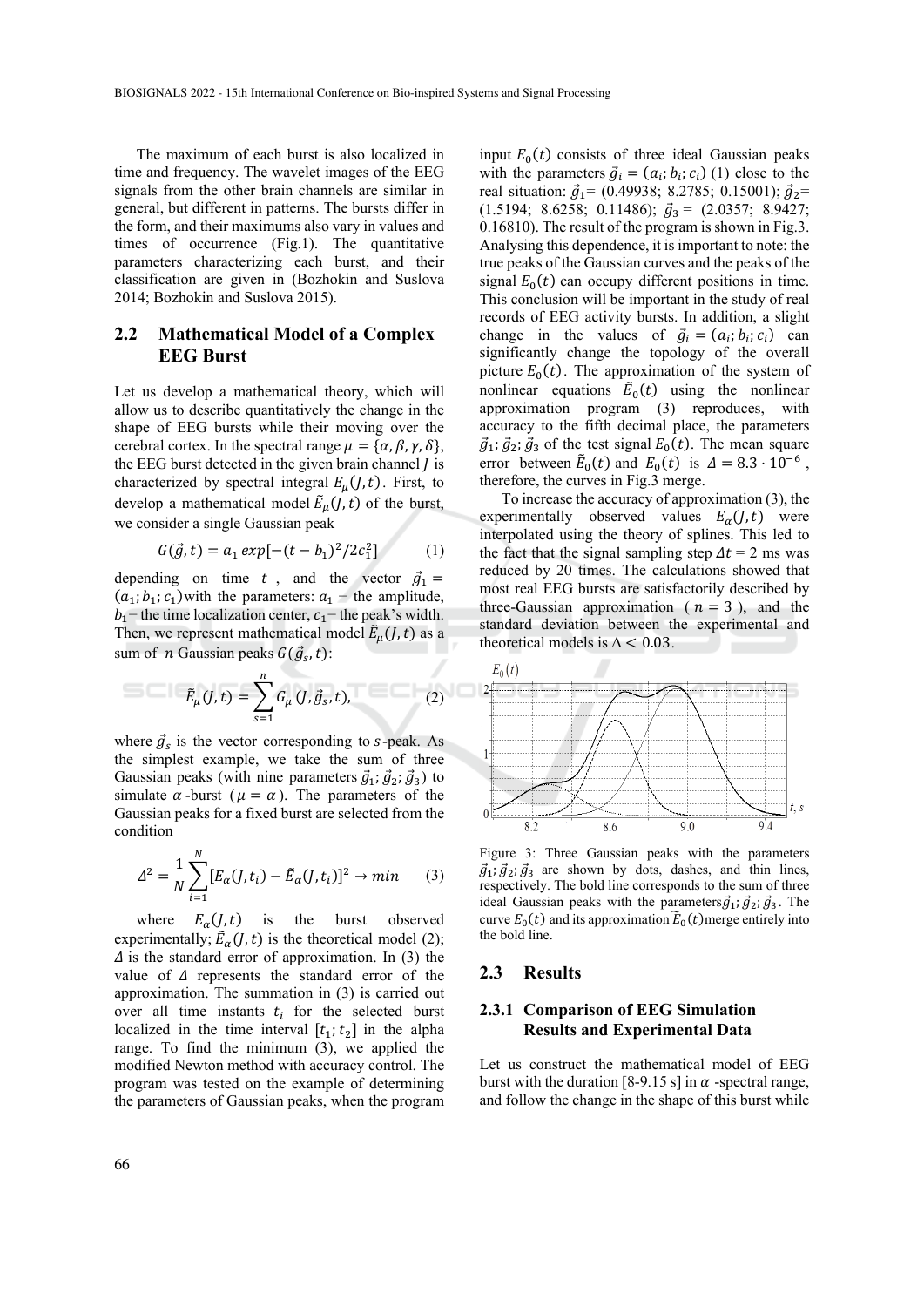The maximum of each burst is also localized in time and frequency. The wavelet images of the EEG signals from the other brain channels are similar in general, but different in patterns. The bursts differ in the form, and their maximums also vary in values and times of occurrence (Fig.1). The quantitative parameters characterizing each burst, and their classification are given in (Bozhokin and Suslova 2014; Bozhokin and Suslova 2015).

## 2.2 Mathematical Model of a Complex EEG Burst

Let us develop a mathematical theory, which will allow us to describe quantitatively the change in the shape of EEG bursts while their moving over the cerebral cortex. In the spectral range $\mu = \{\alpha, \beta, \gamma, \delta\}$, the EEG burst detected in the given brain channel $J$ is characterized by spectral integral $E_\mu(J,t)$. First, to develop a mathematical model $\tilde{E}_\mu(J,t)$ of the burst, we consider a single Gaussian peak

$$G(\vec{g},t) = a_1 \, exp[-(t-b_1)^2/2c_1^2] \qquad (1)$$

depending on time $t$, and the vector $\vec{g}_1 = (a_1; b_1; c_1)$ with the parameters: $a_1$ – the amplitude, $b_1$ – the time localization center, $c_1$ – the peak's width. Then, we represent mathematical model $\tilde{E}_\mu(J,t)$ as a sum of $n$ Gaussian peaks $G(\vec{g}_s, t)$:

$$\tilde{E}_\mu(J,t) = \sum_{s=1}^{n} G_\mu(J, \vec{g}_s, t), \qquad (2)$$

where $\vec{g}_s$ is the vector corresponding to $s$-peak. As the simplest example, we take the sum of three Gaussian peaks (with nine parameters $\vec{g}_1; \vec{g}_2; \vec{g}_3$) to simulate $\alpha$-burst ($\mu = \alpha$). The parameters of the Gaussian peaks for a fixed burst are selected from the condition

$$\Delta^2 = \frac{1}{N}\sum_{i=1}^{N}[E_\alpha(J,t_i) - \tilde{E}_\alpha(J,t_i)]^2 \rightarrow min \qquad (3)$$

where $E_\alpha(J,t)$ is the burst observed experimentally; $\tilde{E}_\alpha(J,t)$ is the theoretical model (2); $\Delta$ is the standard error of approximation. In (3) the value of $\Delta$ represents the standard error of the approximation. The summation in (3) is carried out over all time instants $t_i$ for the selected burst localized in the time interval $[t_1; t_2]$ in the alpha range. To find the minimum (3), we applied the modified Newton method with accuracy control. The program was tested on the example of determining the parameters of Gaussian peaks, when the program input $E_0(t)$ consists of three ideal Gaussian peaks with the parameters $\vec{g}_i = (a_i; b_i; c_i)$ (1) close to the real situation: $\vec{g}_1$= (0.49938; 8.2785; 0.15001); $\vec{g}_2$= (1.5194; 8.6258; 0.11486); $\vec{g}_3$ = (2.0357; 8.9427; 0.16810). The result of the program is shown in Fig.3. Analysing this dependence, it is important to note: the true peaks of the Gaussian curves and the peaks of the signal $E_0(t)$ can occupy different positions in time. This conclusion will be important in the study of real records of EEG activity bursts. In addition, a slight change in the values of $\vec{g}_i = (a_i; b_i; c_i)$ can significantly change the topology of the overall picture $E_0(t)$. The approximation of the system of nonlinear equations $\tilde{E}_0(t)$ using the nonlinear approximation program (3) reproduces, with accuracy to the fifth decimal place, the parameters $\vec{g}_1; \vec{g}_2; \vec{g}_3$ of the test signal $E_0(t)$. The mean square error between $\tilde{E}_0(t)$ and $E_0(t)$ is $\Delta = 8.3 \cdot 10^{-6}$, therefore, the curves in Fig.3 merge.

To increase the accuracy of approximation (3), the experimentally observed values $E_\alpha(J,t)$ were interpolated using the theory of splines. This led to the fact that the signal sampling step $\Delta t$ = 2 ms was reduced by 20 times. The calculations showed that most real EEG bursts are satisfactorily described by three-Gaussian approximation ($n = 3$), and the standard deviation between the experimental and theoretical models is $\Delta < 0.03$.

Figure 3: Three Gaussian peaks with the parameters $\vec{g}_1; \vec{g}_2; \vec{g}_3$ are shown by dots, dashes, and thin lines, respectively. The bold line corresponds to the sum of three ideal Gaussian peaks with the parameters $\vec{g}_1; \vec{g}_2; \vec{g}_3$. The curve $E_0(t)$ and its approximation $\tilde{E}_0(t)$ merge entirely into the bold line.

## 2.3 Results

### 2.3.1 Comparison of EEG Simulation Results and Experimental Data

Let us construct the mathematical model of EEG burst with the duration [8-9.15 s] in $\alpha$-spectral range, and follow the change in the shape of this burst while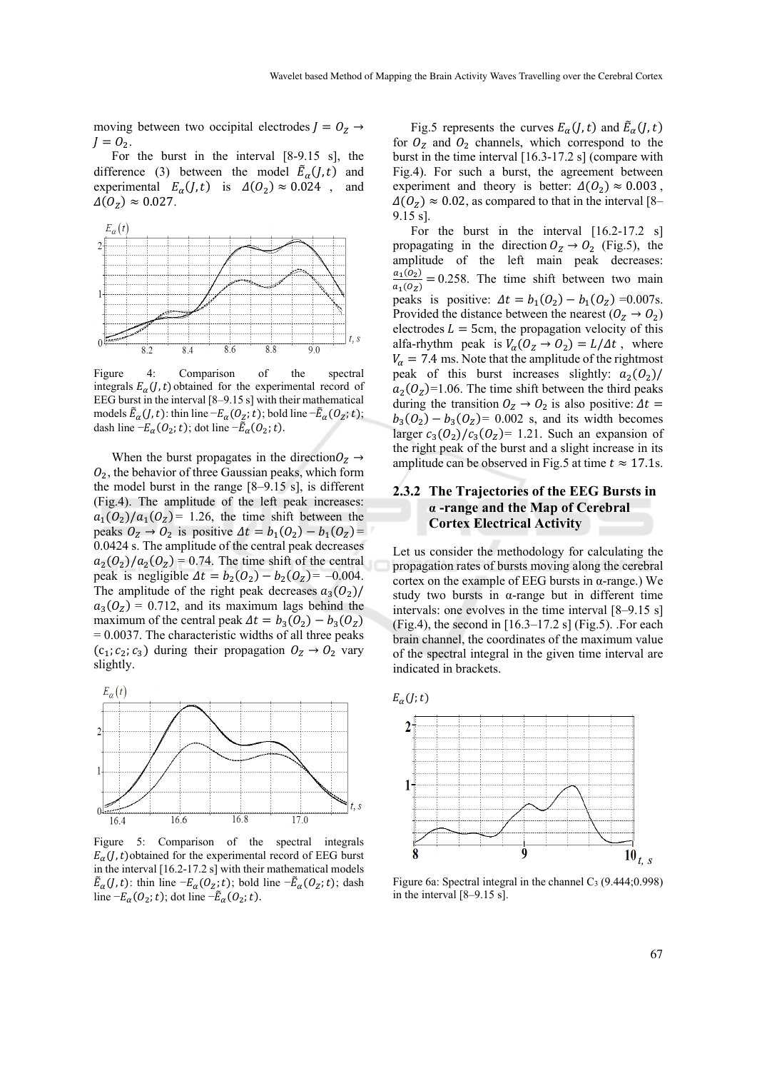moving between two occipital electrodes $J = O_Z \rightarrow J = O_2$.

For the burst in the interval [8-9.15 s], the difference (3) between the model $\tilde{E}_\alpha(J,t)$ and experimental $E_\alpha(J,t)$ is $\Delta(O_2) \approx 0.024$ , and $\Delta(O_Z) \approx 0.027$.

Figure 4: Comparison of the spectral integrals $E_\alpha(J,t)$ obtained for the experimental record of EEG burst in the interval [8–9.15 s] with their mathematical models $\tilde{E}_\alpha(J,t)$: thin line $-E_\alpha(O_Z;t)$; bold line $-\tilde{E}_\alpha(O_Z;t)$; dash line $-E_\alpha(O_2;t)$; dot line $-\tilde{E}_\alpha(O_2;t)$.

When the burst propagates in the direction $O_Z \rightarrow O_2$, the behavior of three Gaussian peaks, which form the model burst in the range [8–9.15 s], is different (Fig.4). The amplitude of the left peak increases: $a_1(O_2)/a_1(O_Z)$= 1.26, the time shift between the peaks $O_Z \rightarrow O_2$ is positive $\Delta t = b_1(O_2) - b_1(O_Z)$= 0.0424 s. The amplitude of the central peak decreases $a_2(O_2)/a_2(O_Z)$ = 0.74. The time shift of the central peak is negligible $\Delta t = b_2(O_2) - b_2(O_Z)$= –0.004. The amplitude of the right peak decreases $a_3(O_2)/a_3(O_Z)$ = 0.712, and its maximum lags behind the maximum of the central peak $\Delta t = b_3(O_2) - b_3(O_Z)$ = 0.0037. The characteristic widths of all three peaks $(c_1; c_2; c_3)$ during their propagation $O_Z \rightarrow O_2$ vary slightly.

Figure 5: Comparison of the spectral integrals $E_\alpha(J,t)$ obtained for the experimental record of EEG burst in the interval [16.2-17.2 s] with their mathematical models $\tilde{E}_\alpha(J,t)$: thin line $-E_\alpha(O_Z;t)$; bold line $-\tilde{E}_\alpha(O_Z;t)$; dash line $-E_\alpha(O_2;t)$; dot line $-\tilde{E}_\alpha(O_2;t)$.

Fig.5 represents the curves $E_\alpha(J,t)$ and $\tilde{E}_\alpha(J,t)$ for $O_Z$ and $O_2$ channels, which correspond to the burst in the time interval [16.3-17.2 s] (compare with Fig.4). For such a burst, the agreement between experiment and theory is better: $\Delta(O_2) \approx 0.003$ , $\Delta(O_Z) \approx 0.02$, as compared to that in the interval [8–9.15 s].

For the burst in the interval [16.2-17.2 s] propagating in the direction $O_Z \rightarrow O_2$ (Fig.5), the amplitude of the left main peak decreases: $\frac{a_1(O_2)}{a_1(O_Z)} = 0.258$. The time shift between two main peaks is positive: $\Delta t = b_1(O_2) - b_1(O_Z)$ =0.007s. Provided the distance between the nearest $(O_Z \rightarrow O_2)$ electrodes $L = 5$cm, the propagation velocity of this alfa-rhythm peak is $V_\alpha(O_Z \rightarrow O_2) = L/\Delta t$ , where $V_\alpha = 7.4$ ms. Note that the amplitude of the rightmost peak of this burst increases slightly: $a_2(O_2)/a_2(O_Z)$=1.06. The time shift between the third peaks during the transition $O_Z \rightarrow O_2$ is also positive: $\Delta t = b_3(O_2) - b_3(O_Z)$= 0.002 s, and its width becomes larger $c_3(O_2)/c_3(O_Z)$= 1.21. Such an expansion of the right peak of the burst and a slight increase in its amplitude can be observed in Fig.5 at time $t \approx 17.1$s.

### 2.3.2 The Trajectories of the EEG Bursts in α -range and the Map of Cerebral Cortex Electrical Activity

Let us consider the methodology for calculating the propagation rates of bursts moving along the cerebral cortex on the example of EEG bursts in α-range.) We study two bursts in α-range but in different time intervals: one evolves in the time interval [8–9.15 s] (Fig.4), the second in [16.3–17.2 s] (Fig.5). .For each brain channel, the coordinates of the maximum value of the spectral integral in the given time interval are indicated in brackets.

Figure 6a: Spectral integral in the channel $C_3$ (9.444;0.998) in the interval [8–9.15 s].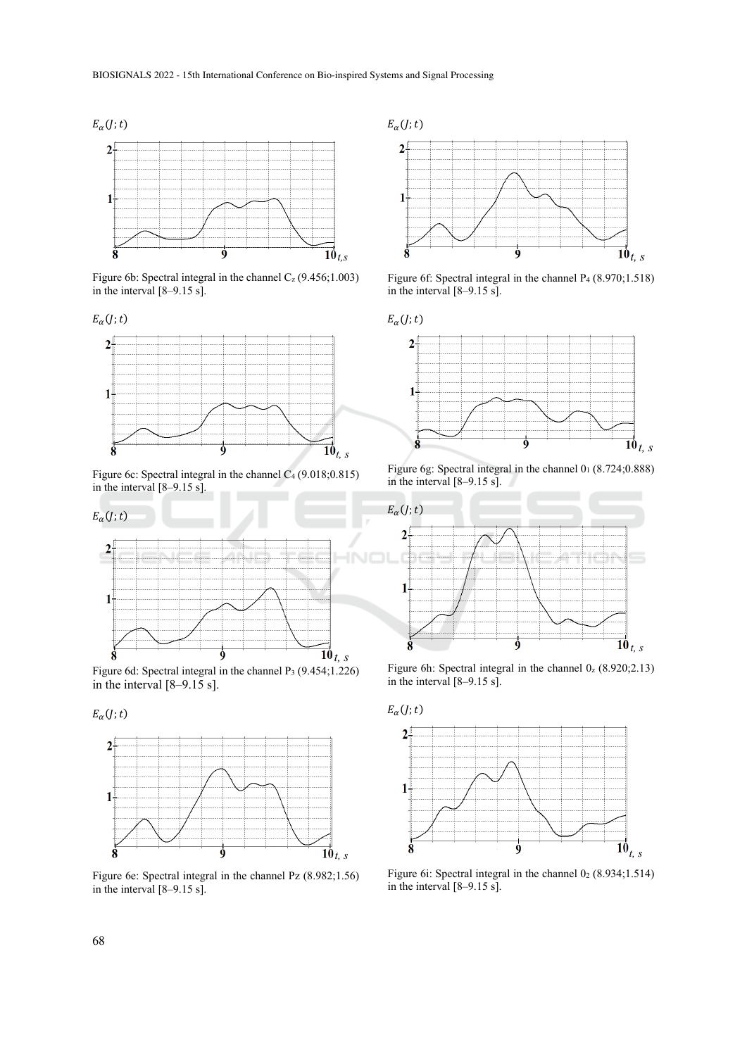Figure 6b: Spectral integral in the channel $C_z$ (9.456;1.003) in the interval [8–9.15 s].

Figure 6c: Spectral integral in the channel $C_4$ (9.018;0.815) in the interval [8–9.15 s].

Figure 6d: Spectral integral in the channel $P_3$ (9.454;1.226) in the interval [8–9.15 s].

Figure 6e: Spectral integral in the channel Pz (8.982;1.56) in the interval [8–9.15 s].

Figure 6f: Spectral integral in the channel $P_4$ (8.970;1.518) in the interval [8–9.15 s].

Figure 6g: Spectral integral in the channel $0_1$ (8.724;0.888) in the interval [8–9.15 s].

Figure 6h: Spectral integral in the channel $0_z$ (8.920;2.13) in the interval [8–9.15 s].

Figure 6i: Spectral integral in the channel $0_2$ (8.934;1.514) in the interval [8–9.15 s].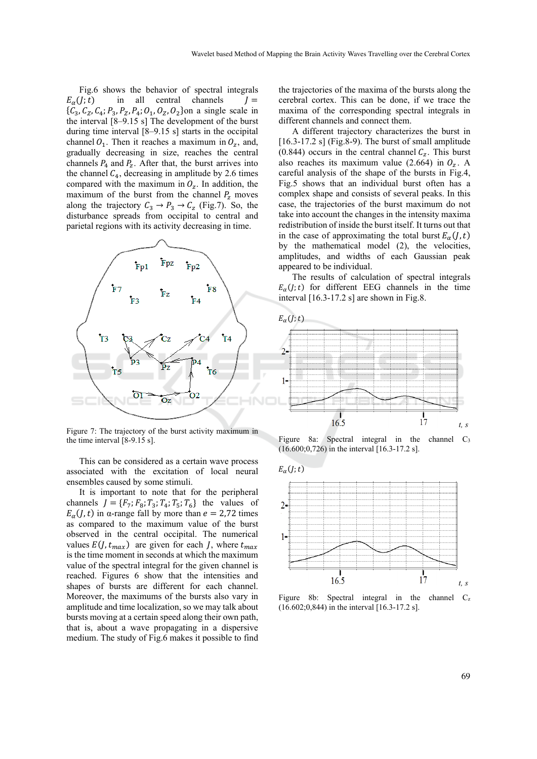Fig.6 shows the behavior of spectral integrals $E_\alpha(J;t)$ in all central channels $J = \{C_3, C_Z, C_4; P_3, P_Z, P_4; O_1, O_Z, O_2\}$on a single scale in the interval [8–9.15 s] The development of the burst during time interval [8–9.15 s] starts in the occipital channel $O_1$. Then it reaches a maximum in $O_z$, and, gradually decreasing in size, reaches the central channels $P_4$ and $P_z$. After that, the burst arrives into the channel $C_4$, decreasing in amplitude by 2.6 times compared with the maximum in $O_z$. In addition, the maximum of the burst from the channel $P_z$ moves along the trajectory $C_3 \rightarrow P_3 \rightarrow C_z$ (Fig.7). So, the disturbance spreads from occipital to central and parietal regions with its activity decreasing in time.

Figure 7: The trajectory of the burst activity maximum in the time interval [8-9.15 s].

This can be considered as a certain wave process associated with the excitation of local neural ensembles caused by some stimuli.

It is important to note that for the peripheral channels $J = \{F_7; F_8; T_3; T_4; T_5; T_6\}$ the values of $E_\alpha(J,t)$ in α-range fall by more than $e = 2{,}72$ times as compared to the maximum value of the burst observed in the central occipital. The numerical values $E(J, t_{max})$ are given for each $J$, where $t_{max}$ is the time moment in seconds at which the maximum value of the spectral integral for the given channel is reached. Figures 6 show that the intensities and shapes of bursts are different for each channel. Moreover, the maximums of the bursts also vary in amplitude and time localization, so we may talk about bursts moving at a certain speed along their own path, that is, about a wave propagating in a dispersive medium. The study of Fig.6 makes it possible to find the trajectories of the maxima of the bursts along the cerebral cortex. This can be done, if we trace the maxima of the corresponding spectral integrals in different channels and connect them.

A different trajectory characterizes the burst in [16.3-17.2 s] (Fig.8-9). The burst of small amplitude (0.844) occurs in the central channel $C_z$. This burst also reaches its maximum value (2.664) in $O_z$. A careful analysis of the shape of the bursts in Fig.4, Fig.5 shows that an individual burst often has a complex shape and consists of several peaks. In this case, the trajectories of the burst maximum do not take into account the changes in the intensity maxima redistribution of inside the burst itself. It turns out that in the case of approximating the total burst $E_\alpha(J,t)$ by the mathematical model (2), the velocities, amplitudes, and widths of each Gaussian peak appeared to be individual.

The results of calculation of spectral integrals $E_\alpha(J;t)$ for different EEG channels in the time interval [16.3-17.2 s] are shown in Fig.8.

Figure 8a: Spectral integral in the channel $C_3$ (16.600;0,726) in the interval [16.3-17.2 s].

Figure 8b: Spectral integral in the channel $C_z$ (16.602;0,844) in the interval [16.3-17.2 s].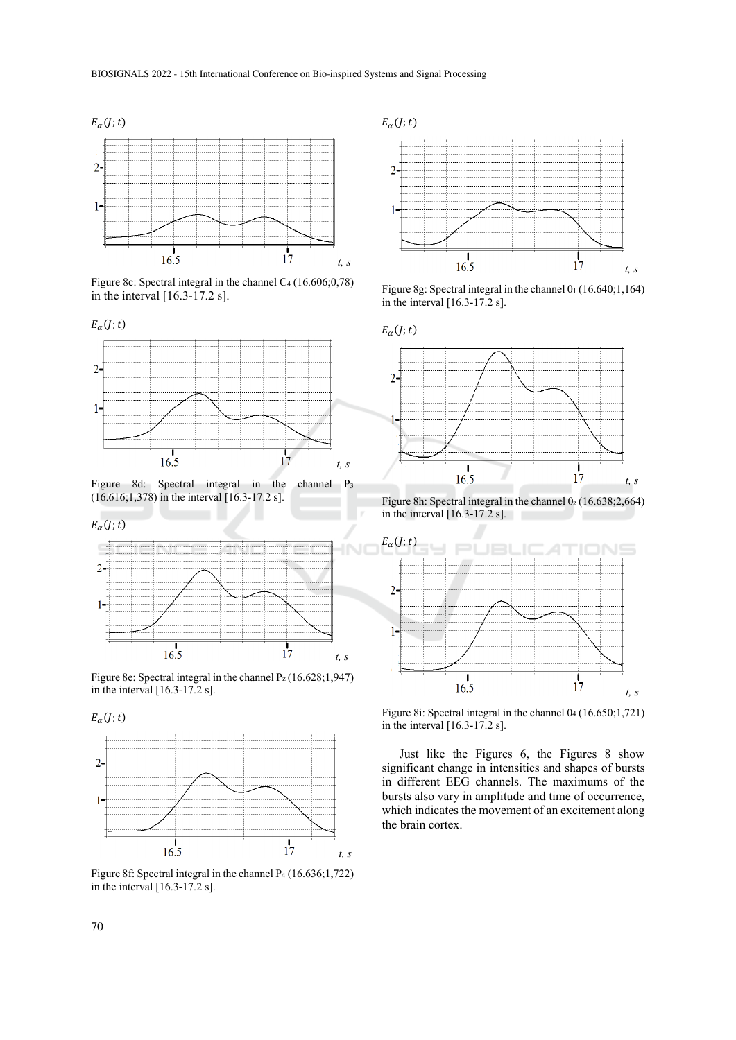Figure 8c: Spectral integral in the channel $C_4$ (16.606;0,78) in the interval [16.3-17.2 s].

Figure 8d: Spectral integral in the channel $P_3$ (16.616;1,378) in the interval [16.3-17.2 s].

Figure 8e: Spectral integral in the channel $P_z$ (16.628;1,947) in the interval [16.3-17.2 s].

Figure 8f: Spectral integral in the channel $P_4$ (16.636;1,722) in the interval [16.3-17.2 s].

Figure 8g: Spectral integral in the channel $0_1$ (16.640;1,164) in the interval [16.3-17.2 s].

Figure 8h: Spectral integral in the channel $0_z$ (16.638;2,664) in the interval [16.3-17.2 s].

Figure 8i: Spectral integral in the channel $0_4$ (16.650;1,721) in the interval [16.3-17.2 s].

Just like the Figures 6, the Figures 8 show significant change in intensities and shapes of bursts in different EEG channels. The maximums of the bursts also vary in amplitude and time of occurrence, which indicates the movement of an excitement along the brain cortex.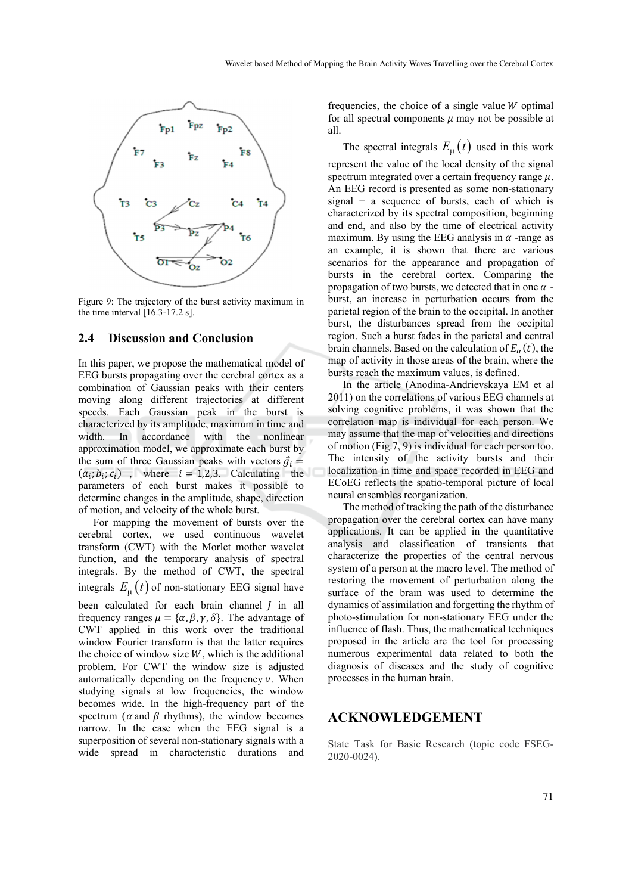Figure 9: The trajectory of the burst activity maximum in the time interval [16.3-17.2 s].

## 2.4 Discussion and Conclusion

In this paper, we propose the mathematical model of EEG bursts propagating over the cerebral cortex as a combination of Gaussian peaks with their centers moving along different trajectories at different speeds. Each Gaussian peak in the burst is characterized by its amplitude, maximum in time and width. In accordance with the nonlinear approximation model, we approximate each burst by the sum of three Gaussian peaks with vectors $\vec{g}_i = (a_i; b_i; c_i)$, where $i = 1,2,3$. Calculating the parameters of each burst makes it possible to determine changes in the amplitude, shape, direction of motion, and velocity of the whole burst.

For mapping the movement of bursts over the cerebral cortex, we used continuous wavelet transform (CWT) with the Morlet mother wavelet function, and the temporary analysis of spectral integrals. By the method of CWT, the spectral integrals $E_\mu(t)$ of non-stationary EEG signal have been calculated for each brain channel $J$ in all frequency ranges $\mu = \{\alpha, \beta, \gamma, \delta\}$. The advantage of CWT applied in this work over the traditional window Fourier transform is that the latter requires the choice of window size $W$, which is the additional problem. For CWT the window size is adjusted automatically depending on the frequency $\nu$. When studying signals at low frequencies, the window becomes wide. In the high-frequency part of the spectrum ($\alpha$ and $\beta$ rhythms), the window becomes narrow. In the case when the EEG signal is a superposition of several non-stationary signals with a wide spread in characteristic durations and frequencies, the choice of a single value $W$ optimal for all spectral components $\mu$ may not be possible at all.

The spectral integrals $E_\mu(t)$ used in this work represent the value of the local density of the signal spectrum integrated over a certain frequency range $\mu$. An EEG record is presented as some non-stationary signal − a sequence of bursts, each of which is characterized by its spectral composition, beginning and end, and also by the time of electrical activity maximum. By using the EEG analysis in $\alpha$ -range as an example, it is shown that there are various scenarios for the appearance and propagation of bursts in the cerebral cortex. Comparing the propagation of two bursts, we detected that in one $\alpha$ -burst, an increase in perturbation occurs from the parietal region of the brain to the occipital. In another burst, the disturbances spread from the occipital region. Such a burst fades in the parietal and central brain channels. Based on the calculation of $E_\alpha(t)$, the map of activity in those areas of the brain, where the bursts reach the maximum values, is defined.

In the article (Anodina-Andrievskaya EM et al 2011) on the correlations of various EEG channels at solving cognitive problems, it was shown that the correlation map is individual for each person. We may assume that the map of velocities and directions of motion (Fig.7, 9) is individual for each person too. The intensity of the activity bursts and their localization in time and space recorded in EEG and ECoEG reflects the spatio-temporal picture of local neural ensembles reorganization.

The method of tracking the path of the disturbance propagation over the cerebral cortex can have many applications. It can be applied in the quantitative analysis and classification of transients that characterize the properties of the central nervous system of a person at the macro level. The method of restoring the movement of perturbation along the surface of the brain was used to determine the dynamics of assimilation and forgetting the rhythm of photo-stimulation for non-stationary EEG under the influence of flash. Thus, the mathematical techniques proposed in the article are the tool for processing numerous experimental data related to both the diagnosis of diseases and the study of cognitive processes in the human brain.

# ACKNOWLEDGEMENT

State Task for Basic Research (topic code FSEG-2020-0024).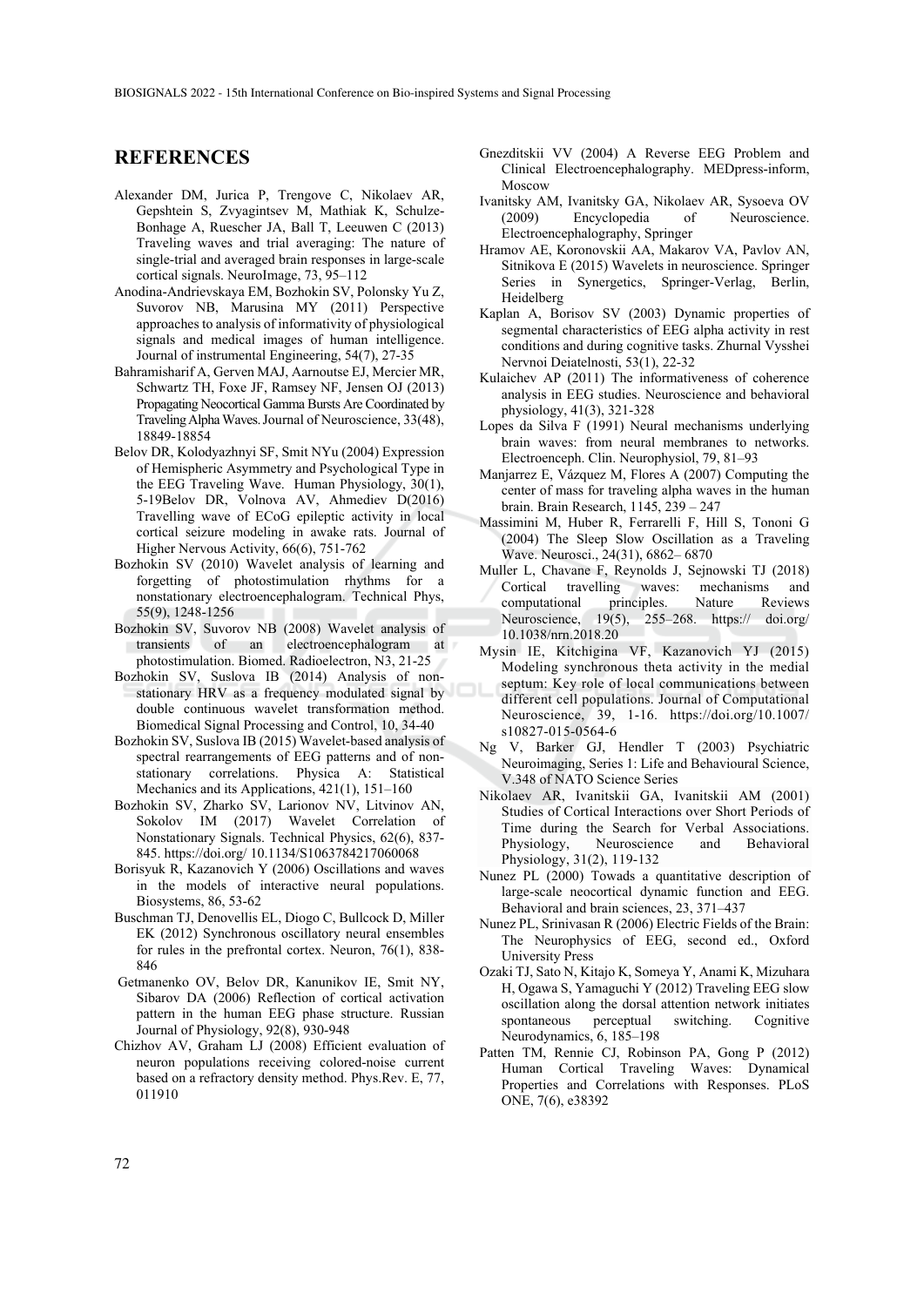## REFERENCES

Alexander DM, Jurica P, Trengove C, Nikolaev AR, Gepshtein S, Zvyagintsev M, Mathiak K, Schulze-Bonhage A, Ruescher JA, Ball T, Leeuwen C (2013) Traveling waves and trial averaging: The nature of single-trial and averaged brain responses in large-scale cortical signals. NeuroImage, 73, 95–112

Anodina-Andrievskaya EM, Bozhokin SV, Polonsky Yu Z, Suvorov NB, Marusina MY (2011) Perspective approaches to analysis of informativity of physiological signals and medical images of human intelligence. Journal of instrumental Engineering, 54(7), 27-35

Bahramisharif A, Gerven MAJ, Aarnoutse EJ, Mercier MR, Schwartz TH, Foxe JF, Ramsey NF, Jensen OJ (2013) Propagating Neocortical Gamma Bursts Are Coordinated by Traveling Alpha Waves. Journal of Neuroscience, 33(48), 18849-18854

Belov DR, Kolodyazhnyi SF, Smit NYu (2004) Expression of Hemispheric Asymmetry and Psychological Type in the EEG Traveling Wave. Human Physiology, 30(1), 5-19Belov DR, Volnova AV, Ahmediev D(2016) Travelling wave of ECoG epileptic activity in local cortical seizure modeling in awake rats. Journal of Higher Nervous Activity, 66(6), 751-762

Bozhokin SV (2010) Wavelet analysis of learning and forgetting of photostimulation rhythms for a nonstationary electroencephalogram. Technical Phys, 55(9), 1248-1256

Bozhokin SV, Suvorov NB (2008) Wavelet analysis of transients of an electroencephalogram at photostimulation. Biomed. Radioelectron, N3, 21-25

Bozhokin SV, Suslova IB (2014) Analysis of non-stationary HRV as a frequency modulated signal by double continuous wavelet transformation method. Biomedical Signal Processing and Control, 10, 34-40

Bozhokin SV, Suslova IB (2015) Wavelet-based analysis of spectral rearrangements of EEG patterns and of non-stationary correlations. Physica A: Statistical Mechanics and its Applications, 421(1), 151–160

Bozhokin SV, Zharko SV, Larionov NV, Litvinov AN, Sokolov IM (2017) Wavelet Correlation of Nonstationary Signals. Technical Physics, 62(6), 837-845. https://doi.org/ 10.1134/S1063784217060068

Borisyuk R, Kazanovich Y (2006) Oscillations and waves in the models of interactive neural populations. Biosystems, 86, 53-62

Buschman TJ, Denovellis EL, Diogo C, Bullcock D, Miller EK (2012) Synchronous oscillatory neural ensembles for rules in the prefrontal cortex. Neuron, 76(1), 838-846

Getmanenko OV, Belov DR, Kanunikov IE, Smit NY, Sibarov DA (2006) Reflection of cortical activation pattern in the human EEG phase structure. Russian Journal of Physiology, 92(8), 930-948

Chizhov AV, Graham LJ (2008) Efficient evaluation of neuron populations receiving colored-noise current based on a refractory density method. Phys.Rev. E, 77, 011910

Gnezditskii VV (2004) A Reverse EEG Problem and Clinical Electroencephalography. MEDpress-inform, Moscow

Ivanitsky AM, Ivanitsky GA, Nikolaev AR, Sysoeva OV (2009) Encyclopedia of Neuroscience. Electroencephalography, Springer

Hramov AE, Koronovskii AA, Makarov VA, Pavlov AN, Sitnikova E (2015) Wavelets in neuroscience. Springer Series in Synergetics, Springer-Verlag, Berlin, Heidelberg

Kaplan A, Borisov SV (2003) Dynamic properties of segmental characteristics of EEG alpha activity in rest conditions and during cognitive tasks. Zhurnal Vysshei Nervnoi Deiatelnosti, 53(1), 22-32

Kulaichev AP (2011) The informativeness of coherence analysis in EEG studies. Neuroscience and behavioral physiology, 41(3), 321-328

Lopes da Silva F (1991) Neural mechanisms underlying brain waves: from neural membranes to networks. Electroenceph. Clin. Neurophysiol, 79, 81–93

Manjarrez E, Vázquez M, Flores A (2007) Computing the center of mass for traveling alpha waves in the human brain. Brain Research, 1145, 239 – 247

Massimini M, Huber R, Ferrarelli F, Hill S, Tononi G (2004) The Sleep Slow Oscillation as a Traveling Wave. Neurosci., 24(31), 6862– 6870

Muller L, Chavane F, Reynolds J, Sejnowski TJ (2018) Cortical travelling waves: mechanisms and computational principles. Nature Reviews Neuroscience, 19(5), 255–268. https:// doi.org/ 10.1038/nrn.2018.20

Mysin IE, Kitchigina VF, Kazanovich YJ (2015) Modeling synchronous theta activity in the medial septum: Key role of local communications between different cell populations. Journal of Computational Neuroscience, 39, 1-16. https://doi.org/10.1007/ s10827-015-0564-6

Ng V, Barker GJ, Hendler T (2003) Psychiatric Neuroimaging, Series 1: Life and Behavioural Science, V.348 of NATO Science Series

Nikolaev AR, Ivanitskii GA, Ivanitskii AM (2001) Studies of Cortical Interactions over Short Periods of Time during the Search for Verbal Associations. Physiology, Neuroscience and Behavioral Physiology, 31(2), 119-132

Nunez PL (2000) Towads a quantitative description of large-scale neocortical dynamic function and EEG. Behavioral and brain sciences, 23, 371–437

Nunez PL, Srinivasan R (2006) Electric Fields of the Brain: The Neurophysics of EEG, second ed., Oxford University Press

Ozaki TJ, Sato N, Kitajo K, Someya Y, Anami K, Mizuhara H, Ogawa S, Yamaguchi Y (2012) Traveling EEG slow oscillation along the dorsal attention network initiates spontaneous perceptual switching. Cognitive Neurodynamics, 6, 185–198

Patten TM, Rennie CJ, Robinson PA, Gong P (2012) Human Cortical Traveling Waves: Dynamical Properties and Correlations with Responses. PLoS ONE, 7(6), e38392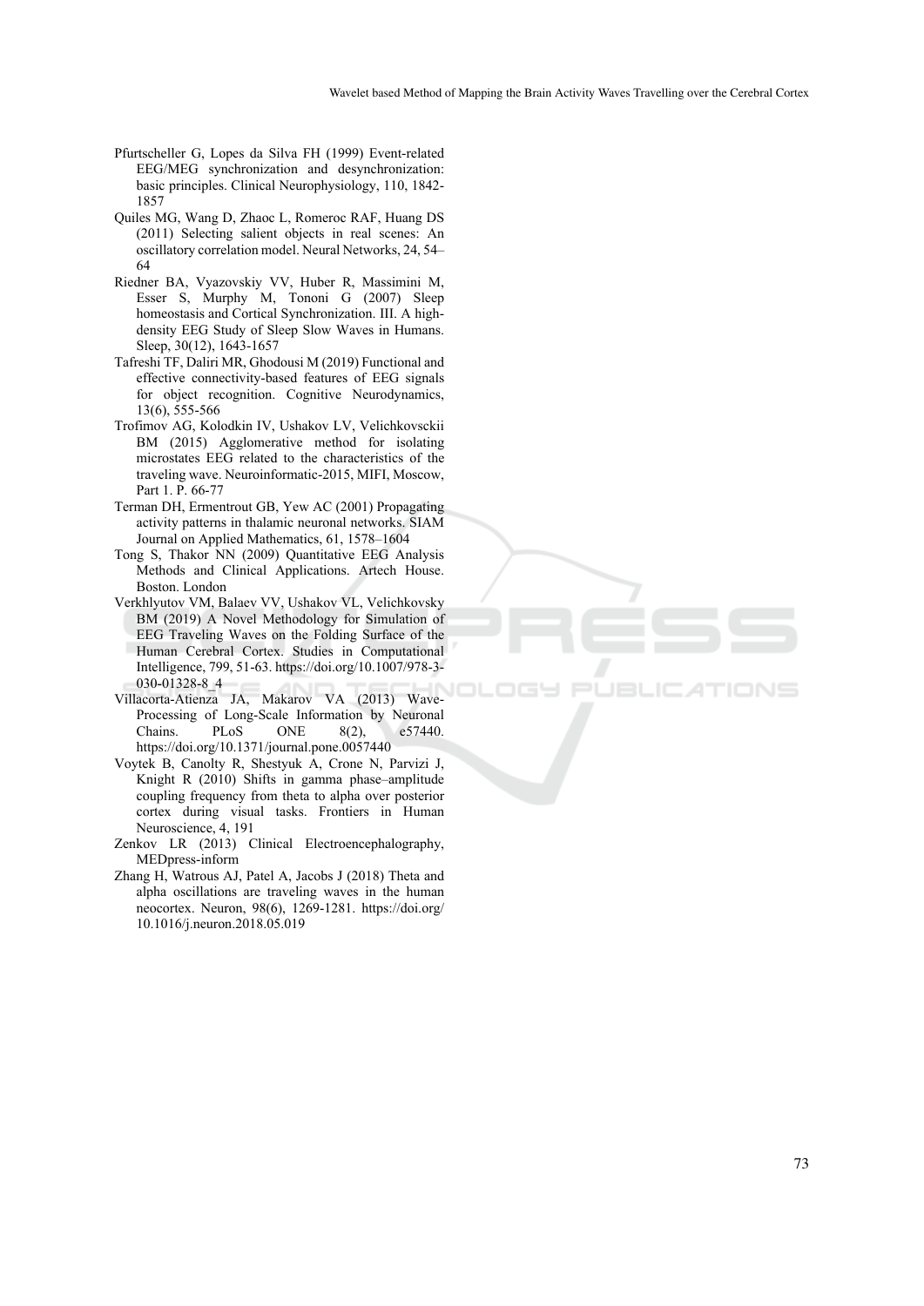Pfurtscheller G, Lopes da Silva FH (1999) Event-related EEG/MEG synchronization and desynchronization: basic principles. Clinical Neurophysiology, 110, 1842-1857

Quiles MG, Wang D, Zhaoc L, Romeroc RAF, Huang DS (2011) Selecting salient objects in real scenes: An oscillatory correlation model. Neural Networks, 24, 54–64

Riedner BA, Vyazovskiy VV, Huber R, Massimini M, Esser S, Murphy M, Tononi G (2007) Sleep homeostasis and Cortical Synchronization. III. A high-density EEG Study of Sleep Slow Waves in Humans. Sleep, 30(12), 1643-1657

Tafreshi TF, Daliri MR, Ghodousi M (2019) Functional and effective connectivity-based features of EEG signals for object recognition. Cognitive Neurodynamics, 13(6), 555-566

Trofimov AG, Kolodkin IV, Ushakov LV, Velichkovsckii BM (2015) Agglomerative method for isolating microstates EEG related to the characteristics of the traveling wave. Neuroinformatic-2015, MIFI, Moscow, Part 1. P. 66-77

Terman DH, Ermentrout GB, Yew AC (2001) Propagating activity patterns in thalamic neuronal networks. SIAM Journal on Applied Mathematics, 61, 1578–1604

Tong S, Thakor NN (2009) Quantitative EEG Analysis Methods and Clinical Applications. Artech House. Boston. London

Verkhlyutov VM, Balaev VV, Ushakov VL, Velichkovsky BM (2019) A Novel Methodology for Simulation of EEG Traveling Waves on the Folding Surface of the Human Cerebral Cortex. Studies in Computational Intelligence, 799, 51-63. https://doi.org/10.1007/978-3-030-01328-8_4

Villacorta-Atienza JA, Makarov VA (2013) Wave-Processing of Long-Scale Information by Neuronal Chains. PLoS ONE 8(2), e57440. https://doi.org/10.1371/journal.pone.0057440

Voytek B, Canolty R, Shestyuk A, Crone N, Parvizi J, Knight R (2010) Shifts in gamma phase–amplitude coupling frequency from theta to alpha over posterior cortex during visual tasks. Frontiers in Human Neuroscience, 4, 191

Zenkov LR (2013) Clinical Electroencephalography, MEDpress-inform

Zhang H, Watrous AJ, Patel A, Jacobs J (2018) Theta and alpha oscillations are traveling waves in the human neocortex. Neuron, 98(6), 1269-1281. https://doi.org/10.1016/j.neuron.2018.05.019